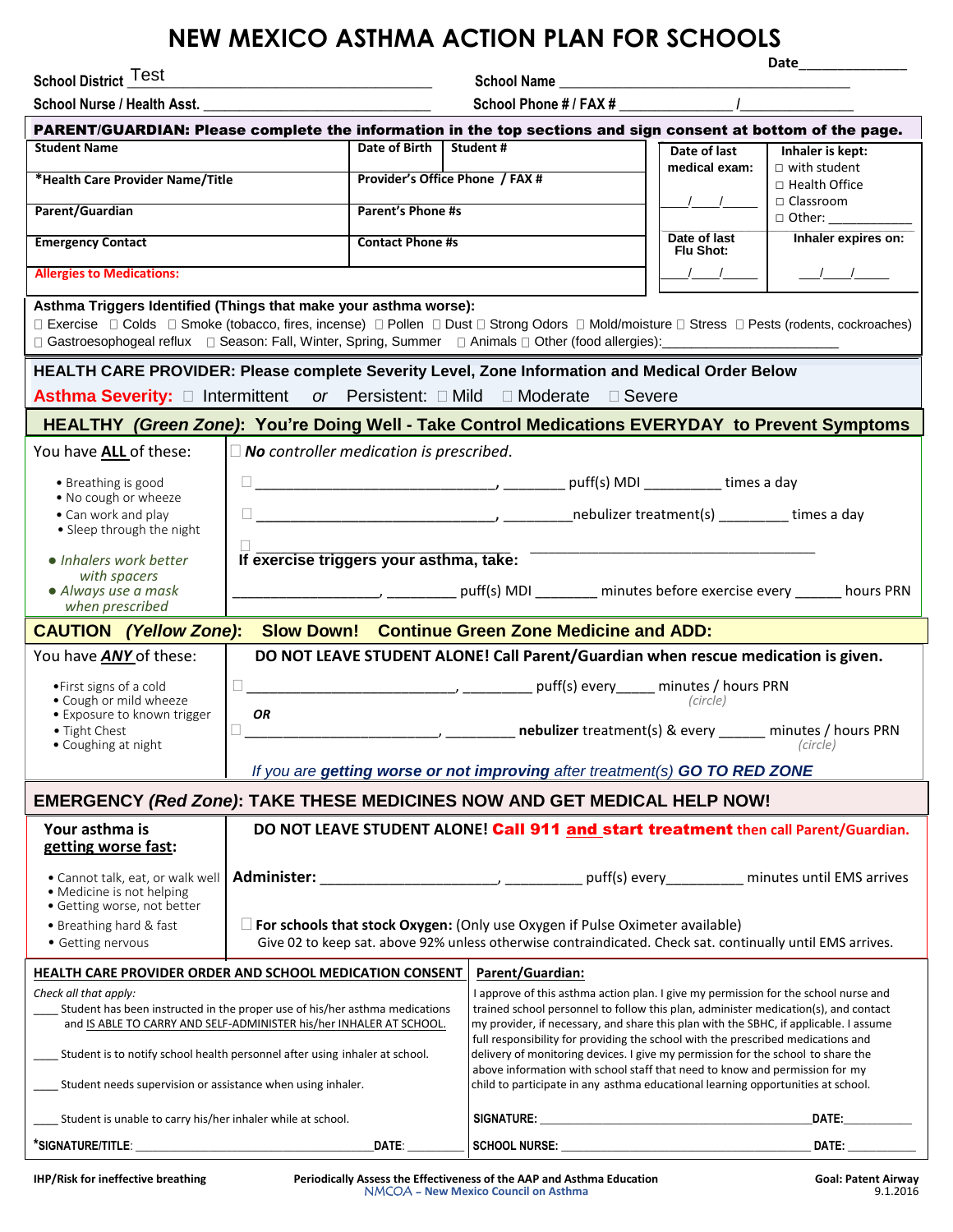# NEW MEXICO ASTHMA ACTION PLAN FOR SCHOOLS

Date______________

School District Test ______________________ School Name ______________________

School Nurse / Health Asst. ______________________ School Phone # / FAX # ______________ / ______________

**PARENT/GUARDIAN: Please complete the information in the top sections and sign consent at bottom of the page.**

| Student Name | Date of Birth | Student # | Date of last medical exam: ___/___/_____ | Inhaler is kept: ☐ with student ☐ Health Office ☐ Classroom ☐ Other: ___________ |
|---|---|---|---|---|
| *Health Care Provider Name/Title | Provider's Office Phone / FAX # | | | |
| Parent/Guardian | Parent's Phone #s | | | |
| Emergency Contact | Contact Phone #s | | Date of last Flu Shot: ___/___/_____ | Inhaler expires on: ___/___/_____ |
| Allergies to Medications: | | | | |

**Asthma Triggers Identified (Things that make your asthma worse):**
☐ Exercise ☐ Colds ☐ Smoke (tobacco, fires, incense) ☐ Pollen ☐ Dust ☐ Strong Odors ☐ Mold/moisture ☐ Stress ☐ Pests (rodents, cockroaches) ☐ Gastroesophogeal reflux ☐ Season: Fall, Winter, Spring, Summer ☐ Animals ☐ Other (food allergies):______________________

**HEALTH CARE PROVIDER: Please complete Severity Level, Zone Information and Medical Order Below**

**Asthma Severity:** ☐ Intermittent *or* Persistent: ☐ Mild ☐ Moderate ☐ Severe

## HEALTHY *(Green Zone)*: You're Doing Well - Take Control Medications EVERYDAY to Prevent Symptoms

You have **ALL** of these:

- Breathing is good
- No cough or wheeze
- Can work and play
- Sleep through the night
- *Inhalers work better with spacers*
- *Always use a mask when prescribed*

☐ ***No** controller medication is prescribed.*

☐ ______________________________, ________ puff(s) MDI __________ times a day

☐ ______________________________, _________nebulizer treatment(s) _________ times a day

☐ ______________________________ ______________________________

**If exercise triggers your asthma, take:**

__________________, _________ puff(s) MDI ________ minutes before exercise every ______ hours PRN

## CAUTION *(Yellow Zone)*: Slow Down! Continue Green Zone Medicine and ADD:

You have ***ANY*** of these:

- First signs of a cold
- Cough or mild wheeze
- Exposure to known trigger
- Tight Chest
- Coughing at night

**DO NOT LEAVE STUDENT ALONE! Call Parent/Guardian when rescue medication is given.**

☐ __________________________, _________ puff(s) every_____ minutes / hours PRN *(circle)*

***OR***

☐ __________________________, _________ **nebulizer** treatment(s) & every ______ minutes / hours PRN *(circle)*

*If you are **getting worse or not improving** after treatment(s) **GO TO RED ZONE***

## EMERGENCY *(Red Zone)*: TAKE THESE MEDICINES NOW AND GET MEDICAL HELP NOW!

**Your asthma is getting worse fast:**

- Cannot talk, eat, or walk well
- Medicine is not helping
- Getting worse, not better
- Breathing hard & fast
- Getting nervous

**DO NOT LEAVE STUDENT ALONE! Call 911 and start treatment then call Parent/Guardian.**

**Administer:** ______________________, __________ puff(s) every__________ minutes until EMS arrives

☐ **For schools that stock Oxygen:** (Only use Oxygen if Pulse Oximeter available)
Give 02 to keep sat. above 92% unless otherwise contraindicated. Check sat. continually until EMS arrives.

**HEALTH CARE PROVIDER ORDER AND SCHOOL MEDICATION CONSENT**

*Check all that apply:*

____ Student has been instructed in the proper use of his/her asthma medications and IS ABLE TO CARRY AND SELF-ADMINISTER his/her INHALER AT SCHOOL.

____ Student is to notify school health personnel after using inhaler at school.

____ Student needs supervision or assistance when using inhaler.

____ Student is unable to carry his/her inhaler while at school.

*SIGNATURE/TITLE: ________________________________ DATE: ___________

**Parent/Guardian:**

I approve of this asthma action plan. I give my permission for the school nurse and trained school personnel to follow this plan, administer medication(s), and contact my provider, if necessary, and share this plan with the SBHC, if applicable. I assume full responsibility for providing the school with the prescribed medications and delivery of monitoring devices. I give my permission for the school to share the above information with school staff that need to know and permission for my child to participate in any asthma educational learning opportunities at school.

SIGNATURE: ________________________________ DATE: ___________

SCHOOL NURSE: ________________________________ DATE: ___________

IHP/Risk for ineffective breathing — Periodically Assess the Effectiveness of the AAP and Asthma Education — Goal: Patent Airway

NMCOA – New Mexico Council on Asthma — 9.1.2016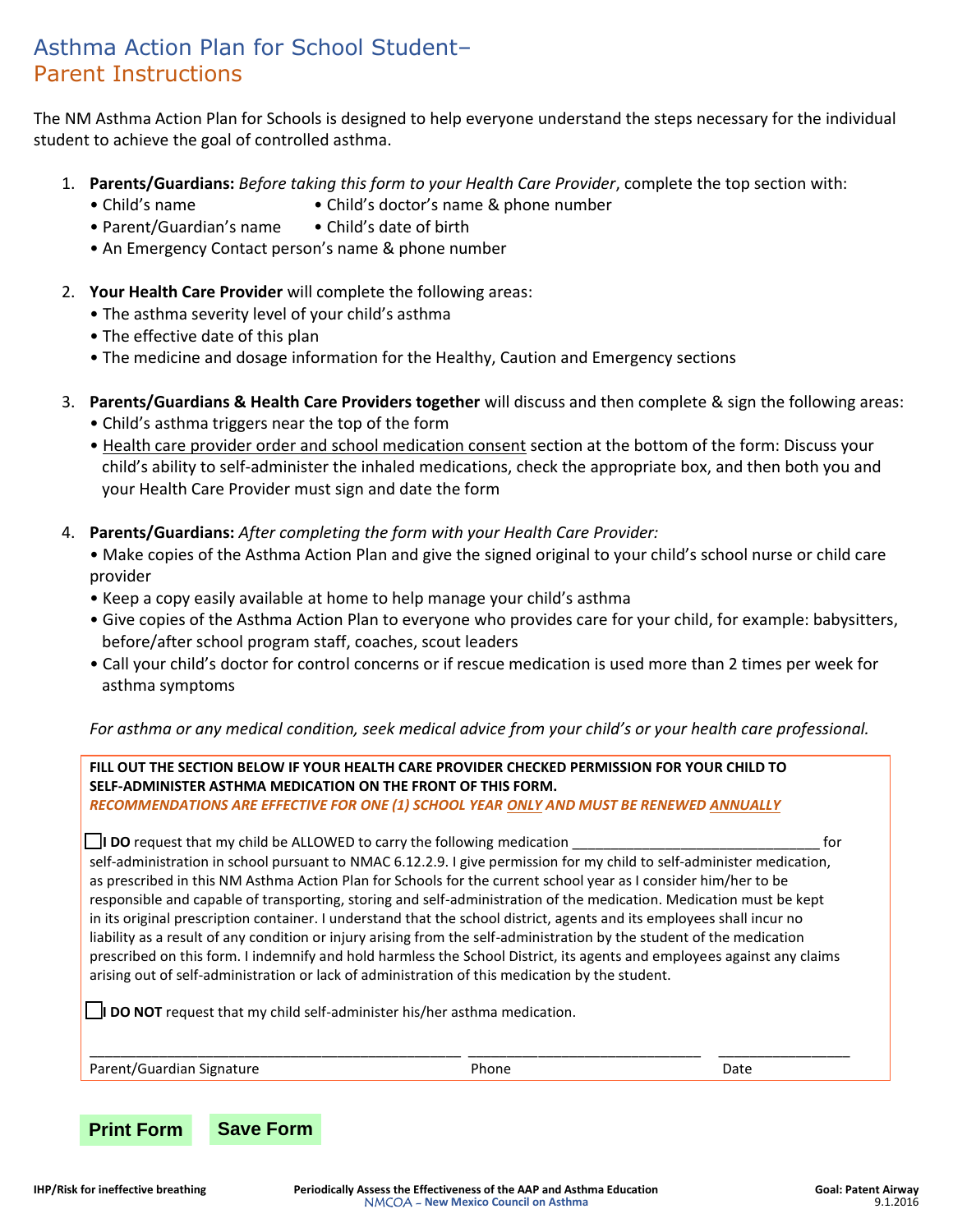# Asthma Action Plan for School Student–
## Parent Instructions

The NM Asthma Action Plan for Schools is designed to help everyone understand the steps necessary for the individual student to achieve the goal of controlled asthma.

1. **Parents/Guardians:** *Before taking this form to your Health Care Provider*, complete the top section with:
   - Child's name
   - Child's doctor's name & phone number
   - Parent/Guardian's name
   - Child's date of birth
   - An Emergency Contact person's name & phone number

2. **Your Health Care Provider** will complete the following areas:
   - The asthma severity level of your child's asthma
   - The effective date of this plan
   - The medicine and dosage information for the Healthy, Caution and Emergency sections

3. **Parents/Guardians & Health Care Providers together** will discuss and then complete & sign the following areas:
   - Child's asthma triggers near the top of the form
   - <u>Health care provider order and school medication consent</u> section at the bottom of the form: Discuss your child's ability to self-administer the inhaled medications, check the appropriate box, and then both you and your Health Care Provider must sign and date the form

4. **Parents/Guardians:** *After completing the form with your Health Care Provider:*
   - Make copies of the Asthma Action Plan and give the signed original to your child's school nurse or child care provider
   - Keep a copy easily available at home to help manage your child's asthma
   - Give copies of the Asthma Action Plan to everyone who provides care for your child, for example: babysitters, before/after school program staff, coaches, scout leaders
   - Call your child's doctor for control concerns or if rescue medication is used more than 2 times per week for asthma symptoms

*For asthma or any medical condition, seek medical advice from your child's or your health care professional.*

---

**FILL OUT THE SECTION BELOW IF YOUR HEALTH CARE PROVIDER CHECKED PERMISSION FOR YOUR CHILD TO SELF-ADMINISTER ASTHMA MEDICATION ON THE FRONT OF THIS FORM.**

***RECOMMENDATIONS ARE EFFECTIVE FOR ONE (1) SCHOOL YEAR <u>ONLY</u> AND MUST BE RENEWED <u>ANNUALLY</u>***

☐ **I DO** request that my child be ALLOWED to carry the following medication ________________________________ for self-administration in school pursuant to NMAC 6.12.2.9. I give permission for my child to self-administer medication, as prescribed in this NM Asthma Action Plan for Schools for the current school year as I consider him/her to be responsible and capable of transporting, storing and self-administration of the medication. Medication must be kept in its original prescription container. I understand that the school district, agents and its employees shall incur no liability as a result of any condition or injury arising from the self-administration by the student of the medication prescribed on this form. I indemnify and hold harmless the School District, its agents and employees against any claims arising out of self-administration or lack of administration of this medication by the student.

☐ **I DO NOT** request that my child self-administer his/her asthma medication.

_______________________________________________ _____________________________ ________________

Parent/Guardian Signature — Phone — Date

Print Form | Save Form

**IHP/Risk for ineffective breathing** | **Periodically Assess the Effectiveness of the AAP and Asthma Education** | **Goal: Patent Airway**

NMCOA – New Mexico Council on Asthma — 9.1.2016